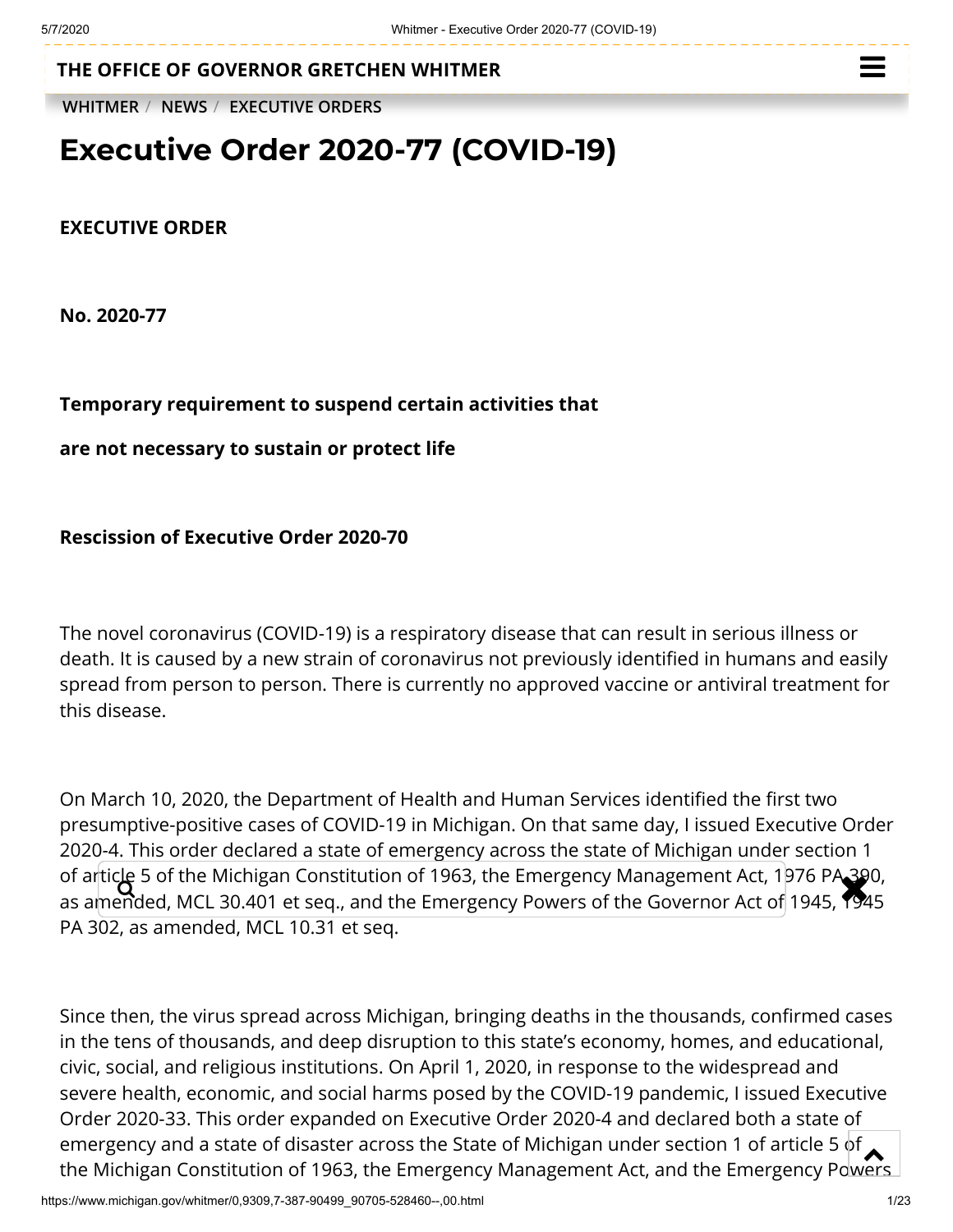THE OFFICE OF GOVERNOR GRETCHEN WHITMER

WHITMER / NEWS / EXECUTIVE ORDERS

# Executive Order 2020-77 (COVID-19)

**EXECUTIVE ORDER**

**No. 2020-77**

**Temporary requirement to suspend certain activities that**

**are not necessary to sustain or protect life**

**Rescission of Executive Order 2020-70**

The novel coronavirus (COVID-19) is a respiratory disease that can result in serious illness or death. It is caused by a new strain of coronavirus not previously identified in humans and easily spread from person to person. There is currently no approved vaccine or antiviral treatment for this disease.

On March 10, 2020, the Department of Health and Human Services identified the first two presumptive-positive cases of COVID-19 in Michigan. On that same day, I issued Executive Order 2020-4. This order declared a state of emergency across the state of Michigan under section 1 of article 5 of the Michigan Constitution of 1963, the Emergency Management Act, 1976 PA 390, as amended, MCL 30.401 et seq., and the Emergency Powers of the Governor Act of 1945, 1945 PA 302, as amended, MCL 10.31 et seq.

Since then, the virus spread across Michigan, bringing deaths in the thousands, confirmed cases in the tens of thousands, and deep disruption to this state's economy, homes, and educational, civic, social, and religious institutions. On April 1, 2020, in response to the widespread and severe health, economic, and social harms posed by the COVID-19 pandemic, I issued Executive Order 2020-33. This order expanded on Executive Order 2020-4 and declared both a state of emergency and a state of disaster across the State of Michigan under section 1 of article 5 of the Michigan Constitution of 1963, the Emergency Management Act, and the Emergency Powers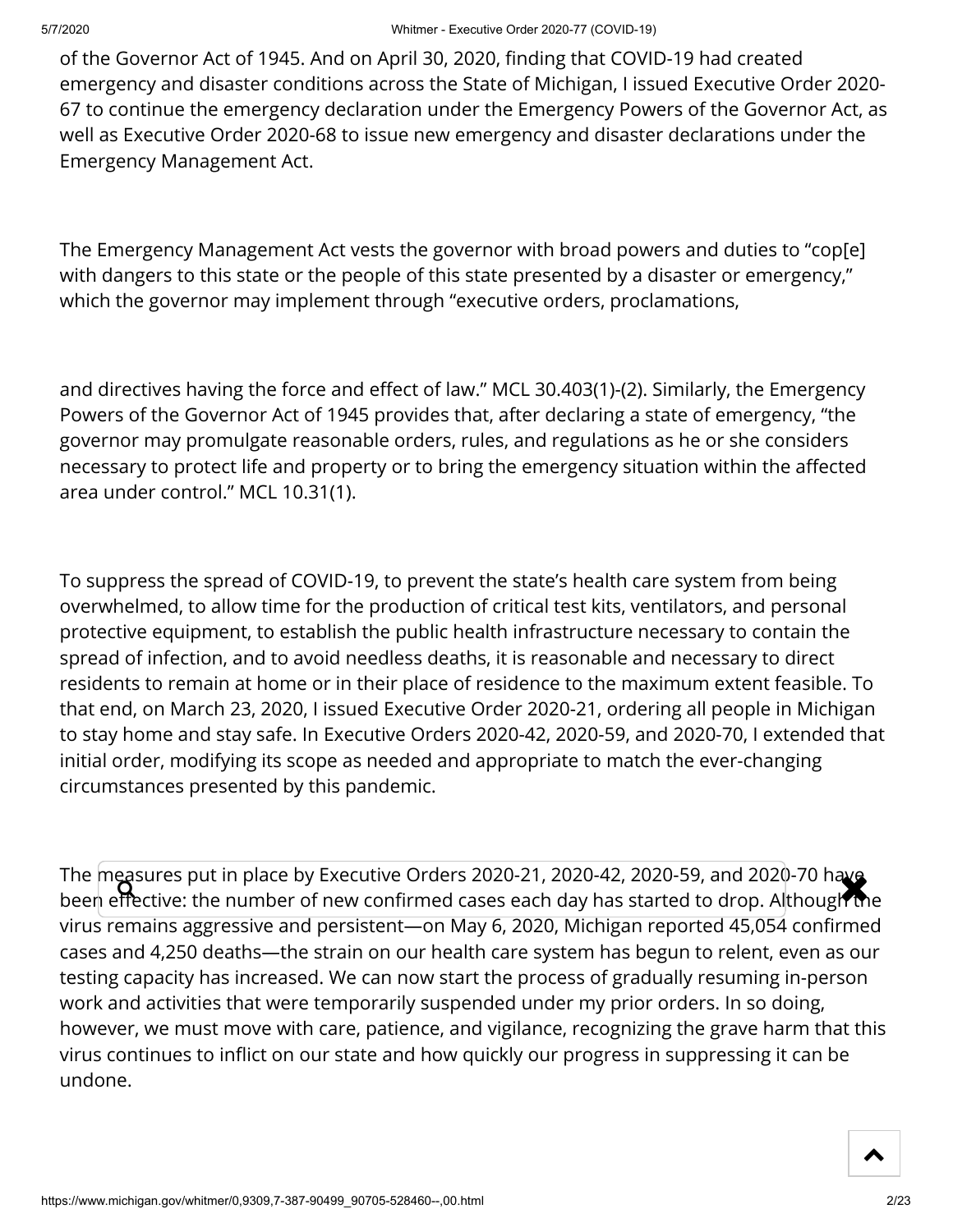of the Governor Act of 1945. And on April 30, 2020, finding that COVID-19 had created emergency and disaster conditions across the State of Michigan, I issued Executive Order 2020-67 to continue the emergency declaration under the Emergency Powers of the Governor Act, as well as Executive Order 2020-68 to issue new emergency and disaster declarations under the Emergency Management Act.

The Emergency Management Act vests the governor with broad powers and duties to "cop[e] with dangers to this state or the people of this state presented by a disaster or emergency," which the governor may implement through "executive orders, proclamations,

and directives having the force and effect of law." MCL 30.403(1)-(2). Similarly, the Emergency Powers of the Governor Act of 1945 provides that, after declaring a state of emergency, "the governor may promulgate reasonable orders, rules, and regulations as he or she considers necessary to protect life and property or to bring the emergency situation within the affected area under control." MCL 10.31(1).

To suppress the spread of COVID-19, to prevent the state's health care system from being overwhelmed, to allow time for the production of critical test kits, ventilators, and personal protective equipment, to establish the public health infrastructure necessary to contain the spread of infection, and to avoid needless deaths, it is reasonable and necessary to direct residents to remain at home or in their place of residence to the maximum extent feasible. To that end, on March 23, 2020, I issued Executive Order 2020-21, ordering all people in Michigan to stay home and stay safe. In Executive Orders 2020-42, 2020-59, and 2020-70, I extended that initial order, modifying its scope as needed and appropriate to match the ever-changing circumstances presented by this pandemic.

The measures put in place by Executive Orders 2020-21, 2020-42, 2020-59, and 2020-70 have been effective: the number of new confirmed cases each day has started to drop. Although the virus remains aggressive and persistent—on May 6, 2020, Michigan reported 45,054 confirmed cases and 4,250 deaths—the strain on our health care system has begun to relent, even as our testing capacity has increased. We can now start the process of gradually resuming in-person work and activities that were temporarily suspended under my prior orders. In so doing, however, we must move with care, patience, and vigilance, recognizing the grave harm that this virus continues to inflict on our state and how quickly our progress in suppressing it can be undone.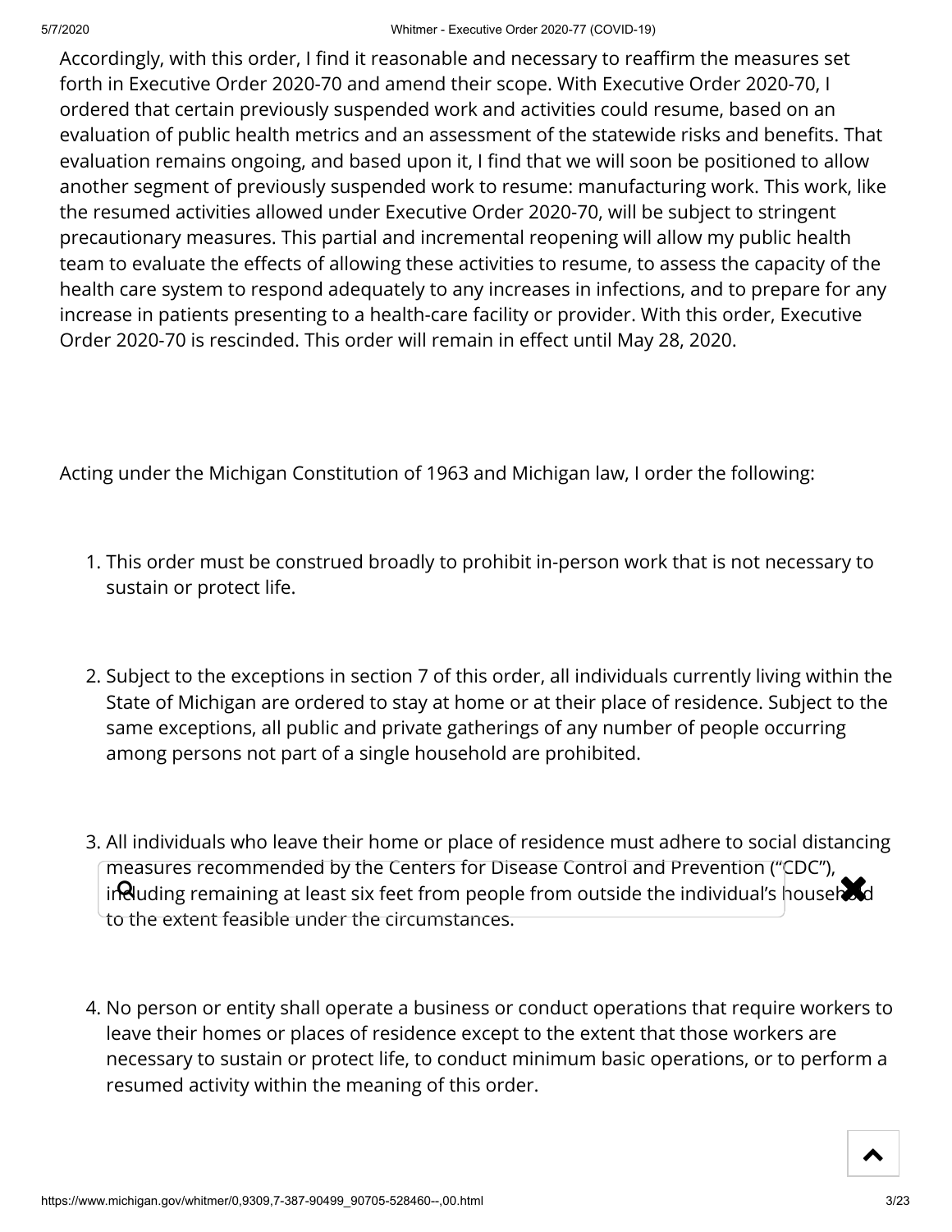Accordingly, with this order, I find it reasonable and necessary to reaffirm the measures set forth in Executive Order 2020-70 and amend their scope. With Executive Order 2020-70, I ordered that certain previously suspended work and activities could resume, based on an evaluation of public health metrics and an assessment of the statewide risks and benefits. That evaluation remains ongoing, and based upon it, I find that we will soon be positioned to allow another segment of previously suspended work to resume: manufacturing work. This work, like the resumed activities allowed under Executive Order 2020-70, will be subject to stringent precautionary measures. This partial and incremental reopening will allow my public health team to evaluate the effects of allowing these activities to resume, to assess the capacity of the health care system to respond adequately to any increases in infections, and to prepare for any increase in patients presenting to a health-care facility or provider. With this order, Executive Order 2020-70 is rescinded. This order will remain in effect until May 28, 2020.

Acting under the Michigan Constitution of 1963 and Michigan law, I order the following:

1. This order must be construed broadly to prohibit in-person work that is not necessary to sustain or protect life.

2. Subject to the exceptions in section 7 of this order, all individuals currently living within the State of Michigan are ordered to stay at home or at their place of residence. Subject to the same exceptions, all public and private gatherings of any number of people occurring among persons not part of a single household are prohibited.

3. All individuals who leave their home or place of residence must adhere to social distancing measures recommended by the Centers for Disease Control and Prevention ("CDC"), including remaining at least six feet from people from outside the individual's household to the extent feasible under the circumstances.

4. No person or entity shall operate a business or conduct operations that require workers to leave their homes or places of residence except to the extent that those workers are necessary to sustain or protect life, to conduct minimum basic operations, or to perform a resumed activity within the meaning of this order.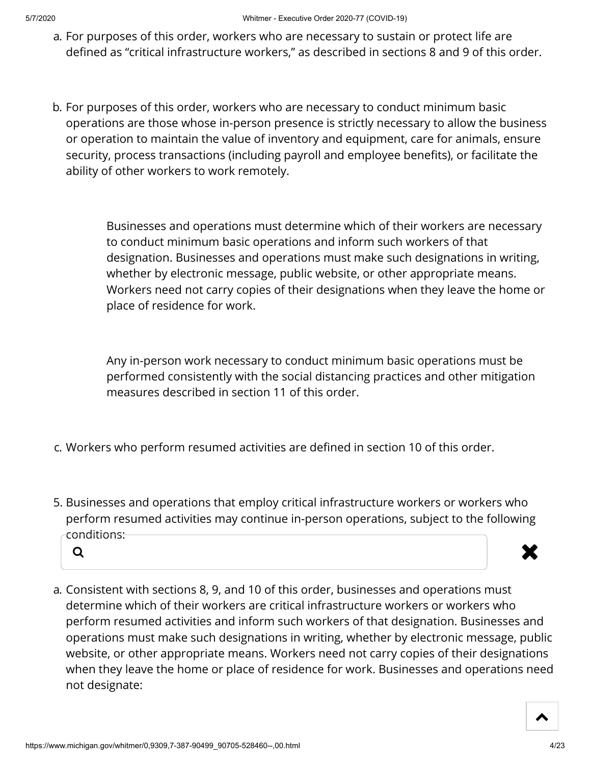a. For purposes of this order, workers who are necessary to sustain or protect life are defined as "critical infrastructure workers," as described in sections 8 and 9 of this order.

b. For purposes of this order, workers who are necessary to conduct minimum basic operations are those whose in-person presence is strictly necessary to allow the business or operation to maintain the value of inventory and equipment, care for animals, ensure security, process transactions (including payroll and employee benefits), or facilitate the ability of other workers to work remotely.

   Businesses and operations must determine which of their workers are necessary to conduct minimum basic operations and inform such workers of that designation. Businesses and operations must make such designations in writing, whether by electronic message, public website, or other appropriate means. Workers need not carry copies of their designations when they leave the home or place of residence for work.

   Any in-person work necessary to conduct minimum basic operations must be performed consistently with the social distancing practices and other mitigation measures described in section 11 of this order.

c. Workers who perform resumed activities are defined in section 10 of this order.

5. Businesses and operations that employ critical infrastructure workers or workers who perform resumed activities may continue in-person operations, subject to the following conditions:

a. Consistent with sections 8, 9, and 10 of this order, businesses and operations must determine which of their workers are critical infrastructure workers or workers who perform resumed activities and inform such workers of that designation. Businesses and operations must make such designations in writing, whether by electronic message, public website, or other appropriate means. Workers need not carry copies of their designations when they leave the home or place of residence for work. Businesses and operations need not designate: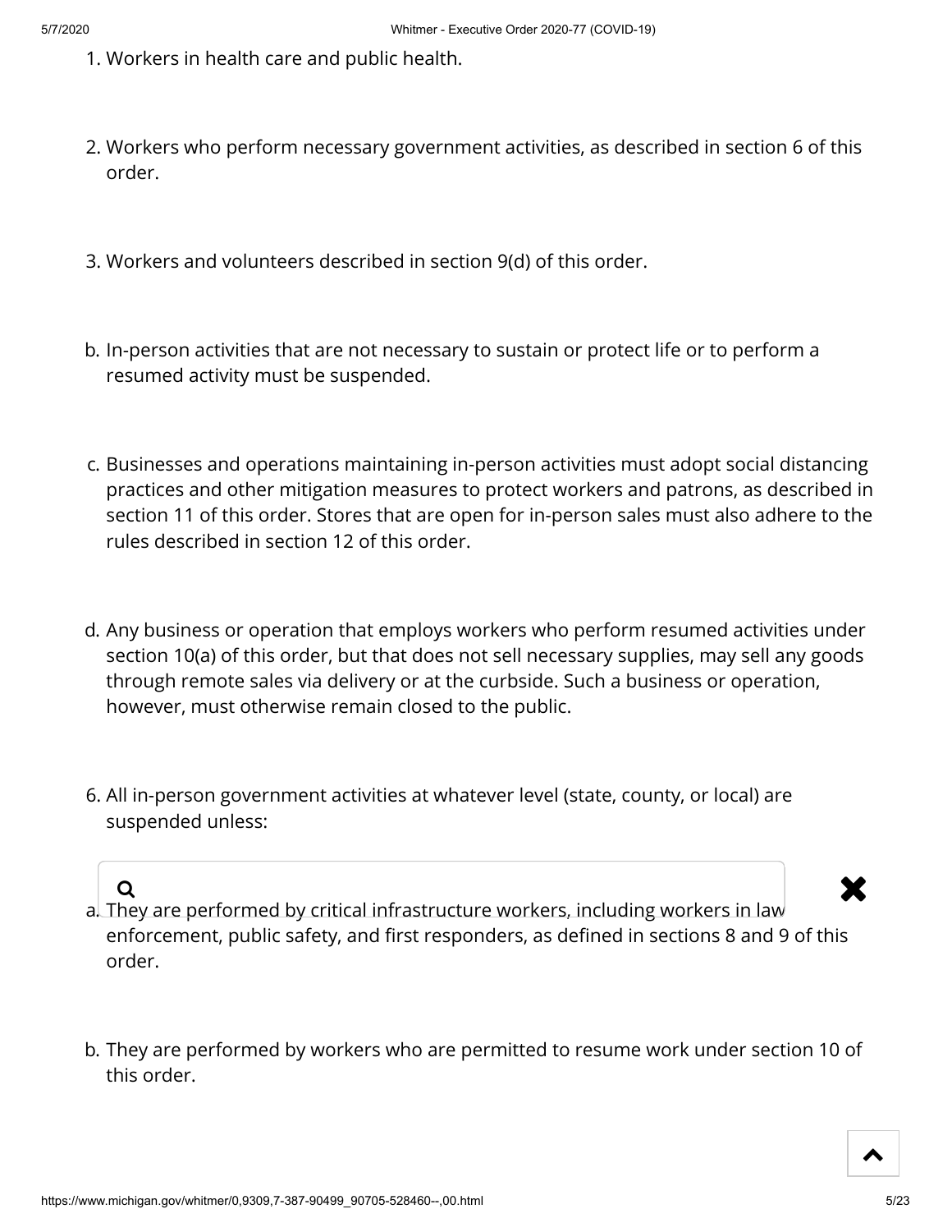1. Workers in health care and public health.

2. Workers who perform necessary government activities, as described in section 6 of this order.

3. Workers and volunteers described in section 9(d) of this order.

b. In-person activities that are not necessary to sustain or protect life or to perform a resumed activity must be suspended.

c. Businesses and operations maintaining in-person activities must adopt social distancing practices and other mitigation measures to protect workers and patrons, as described in section 11 of this order. Stores that are open for in-person sales must also adhere to the rules described in section 12 of this order.

d. Any business or operation that employs workers who perform resumed activities under section 10(a) of this order, but that does not sell necessary supplies, may sell any goods through remote sales via delivery or at the curbside. Such a business or operation, however, must otherwise remain closed to the public.

6. All in-person government activities at whatever level (state, county, or local) are suspended unless:

a. They are performed by critical infrastructure workers, including workers in law enforcement, public safety, and first responders, as defined in sections 8 and 9 of this order.

b. They are performed by workers who are permitted to resume work under section 10 of this order.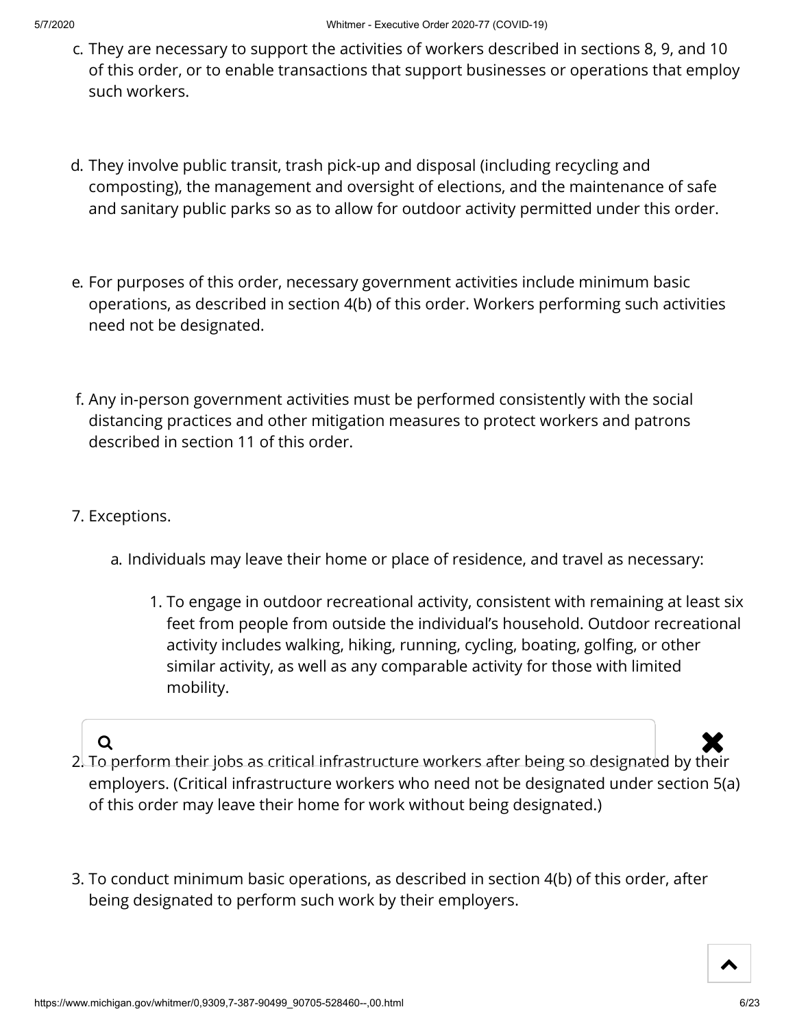c. They are necessary to support the activities of workers described in sections 8, 9, and 10 of this order, or to enable transactions that support businesses or operations that employ such workers.

d. They involve public transit, trash pick-up and disposal (including recycling and composting), the management and oversight of elections, and the maintenance of safe and sanitary public parks so as to allow for outdoor activity permitted under this order.

e. For purposes of this order, necessary government activities include minimum basic operations, as described in section 4(b) of this order. Workers performing such activities need not be designated.

f. Any in-person government activities must be performed consistently with the social distancing practices and other mitigation measures to protect workers and patrons described in section 11 of this order.

7. Exceptions.

   a. Individuals may leave their home or place of residence, and travel as necessary:

      1. To engage in outdoor recreational activity, consistent with remaining at least six feet from people from outside the individual's household. Outdoor recreational activity includes walking, hiking, running, cycling, boating, golfing, or other similar activity, as well as any comparable activity for those with limited mobility.

      2. To perform their jobs as critical infrastructure workers after being so designated by their employers. (Critical infrastructure workers who need not be designated under section 5(a) of this order may leave their home for work without being designated.)

      3. To conduct minimum basic operations, as described in section 4(b) of this order, after being designated to perform such work by their employers.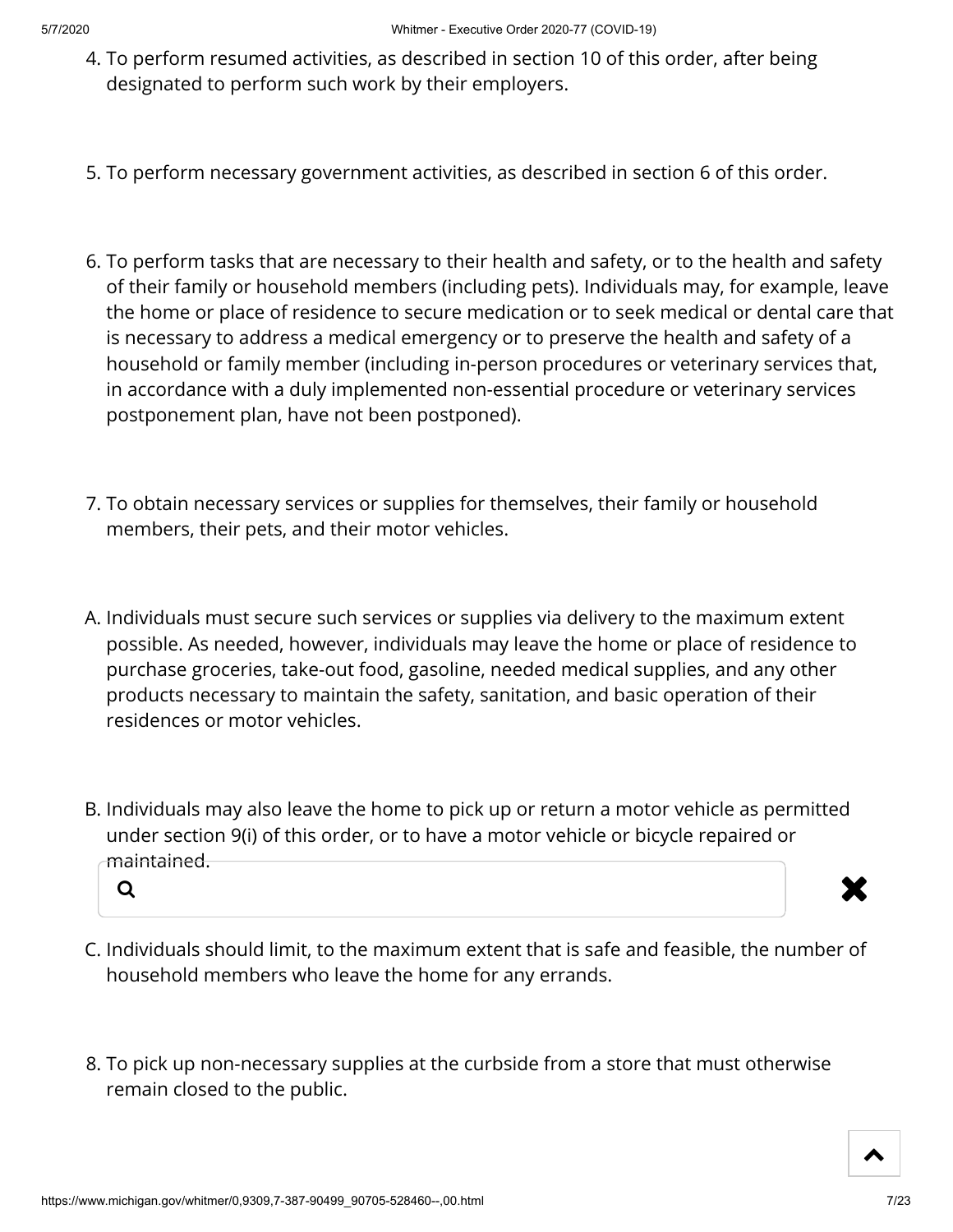4. To perform resumed activities, as described in section 10 of this order, after being designated to perform such work by their employers.

5. To perform necessary government activities, as described in section 6 of this order.

6. To perform tasks that are necessary to their health and safety, or to the health and safety of their family or household members (including pets). Individuals may, for example, leave the home or place of residence to secure medication or to seek medical or dental care that is necessary to address a medical emergency or to preserve the health and safety of a household or family member (including in-person procedures or veterinary services that, in accordance with a duly implemented non-essential procedure or veterinary services postponement plan, have not been postponed).

7. To obtain necessary services or supplies for themselves, their family or household members, their pets, and their motor vehicles.

A. Individuals must secure such services or supplies via delivery to the maximum extent possible. As needed, however, individuals may leave the home or place of residence to purchase groceries, take-out food, gasoline, needed medical supplies, and any other products necessary to maintain the safety, sanitation, and basic operation of their residences or motor vehicles.

B. Individuals may also leave the home to pick up or return a motor vehicle as permitted under section 9(i) of this order, or to have a motor vehicle or bicycle repaired or maintained.

C. Individuals should limit, to the maximum extent that is safe and feasible, the number of household members who leave the home for any errands.

8. To pick up non-necessary supplies at the curbside from a store that must otherwise remain closed to the public.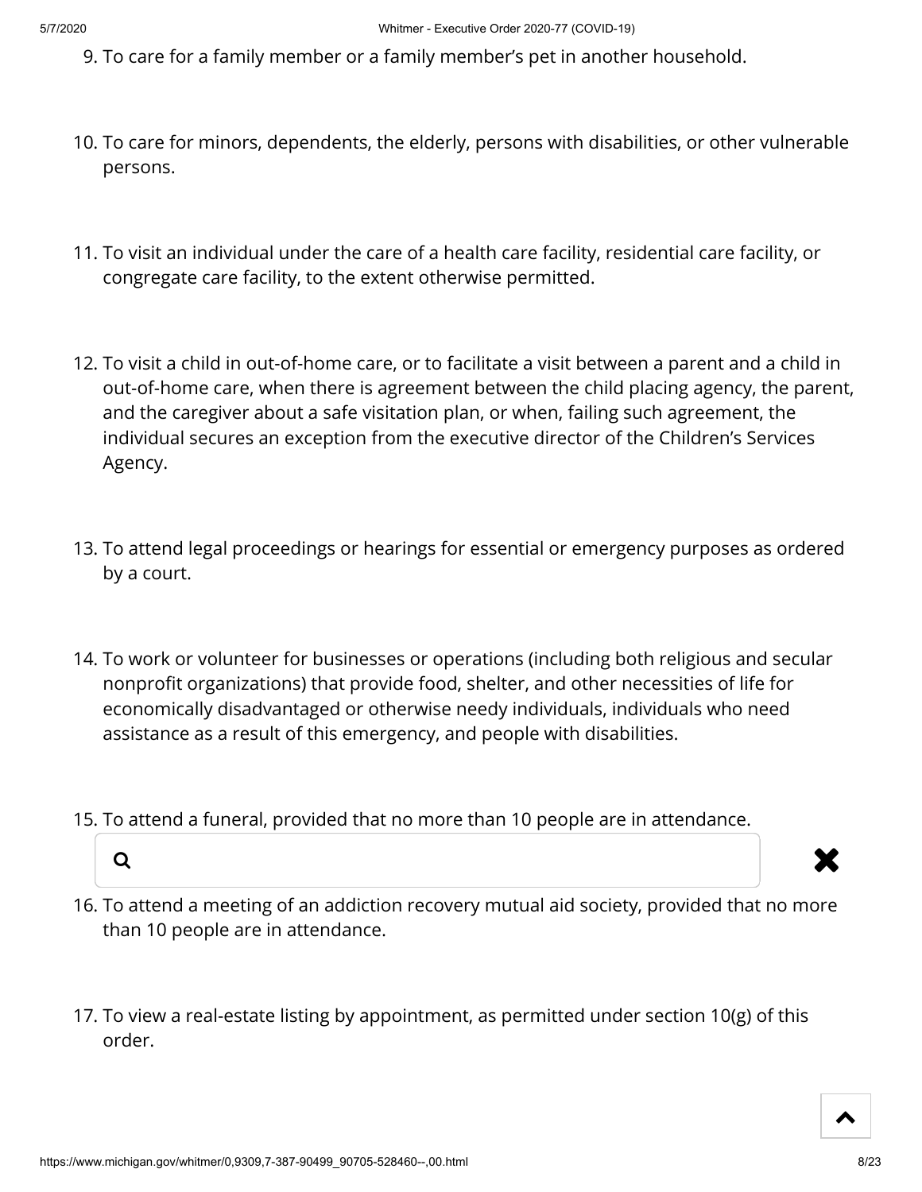9. To care for a family member or a family member's pet in another household.

10. To care for minors, dependents, the elderly, persons with disabilities, or other vulnerable persons.

11. To visit an individual under the care of a health care facility, residential care facility, or congregate care facility, to the extent otherwise permitted.

12. To visit a child in out-of-home care, or to facilitate a visit between a parent and a child in out-of-home care, when there is agreement between the child placing agency, the parent, and the caregiver about a safe visitation plan, or when, failing such agreement, the individual secures an exception from the executive director of the Children's Services Agency.

13. To attend legal proceedings or hearings for essential or emergency purposes as ordered by a court.

14. To work or volunteer for businesses or operations (including both religious and secular nonprofit organizations) that provide food, shelter, and other necessities of life for economically disadvantaged or otherwise needy individuals, individuals who need assistance as a result of this emergency, and people with disabilities.

15. To attend a funeral, provided that no more than 10 people are in attendance.

16. To attend a meeting of an addiction recovery mutual aid society, provided that no more than 10 people are in attendance.

17. To view a real-estate listing by appointment, as permitted under section 10(g) of this order.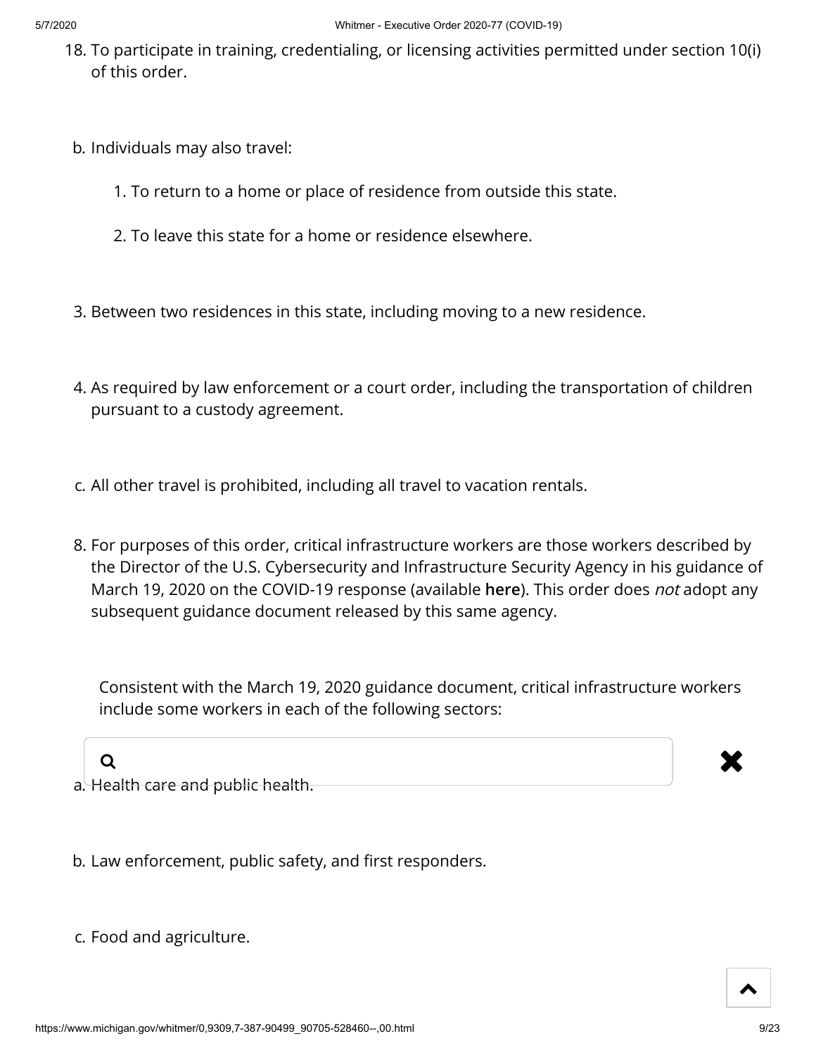18. To participate in training, credentialing, or licensing activities permitted under section 10(i) of this order.

b. Individuals may also travel:

1. To return to a home or place of residence from outside this state.

2. To leave this state for a home or residence elsewhere.

3. Between two residences in this state, including moving to a new residence.

4. As required by law enforcement or a court order, including the transportation of children pursuant to a custody agreement.

c. All other travel is prohibited, including all travel to vacation rentals.

8. For purposes of this order, critical infrastructure workers are those workers described by the Director of the U.S. Cybersecurity and Infrastructure Security Agency in his guidance of March 19, 2020 on the COVID-19 response (available **here**). This order does *not* adopt any subsequent guidance document released by this same agency.

Consistent with the March 19, 2020 guidance document, critical infrastructure workers include some workers in each of the following sectors:

a. Health care and public health.

b. Law enforcement, public safety, and first responders.

c. Food and agriculture.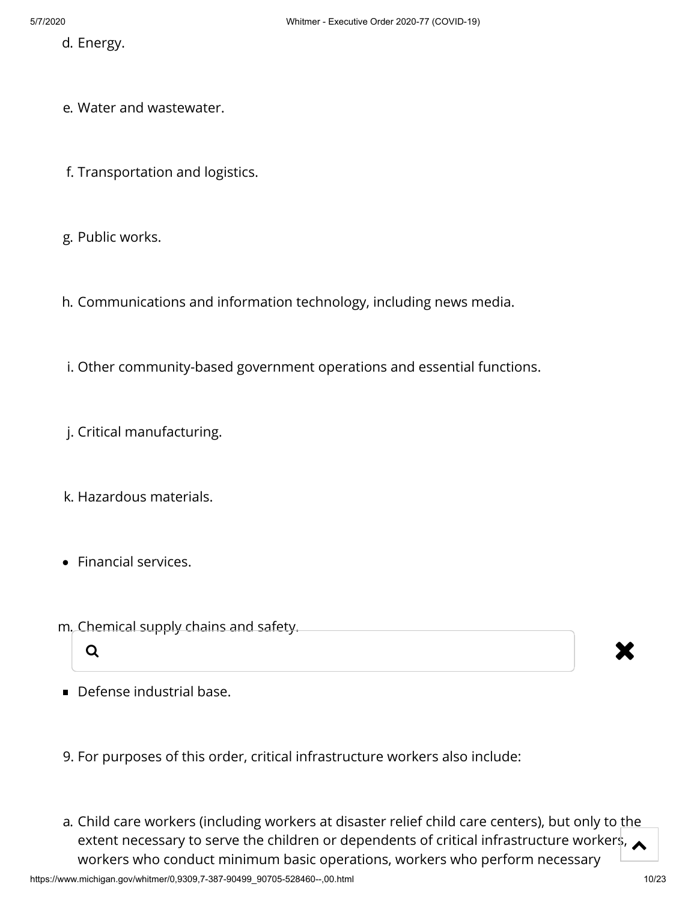d. Energy.

e. Water and wastewater.

f. Transportation and logistics.

g. Public works.

h. Communications and information technology, including news media.

i. Other community-based government operations and essential functions.

j. Critical manufacturing.

k. Hazardous materials.

- Financial services.

m. Chemical supply chains and safety.

- Defense industrial base.

9. For purposes of this order, critical infrastructure workers also include:

a. Child care workers (including workers at disaster relief child care centers), but only to the extent necessary to serve the children or dependents of critical infrastructure workers, workers who conduct minimum basic operations, workers who perform necessary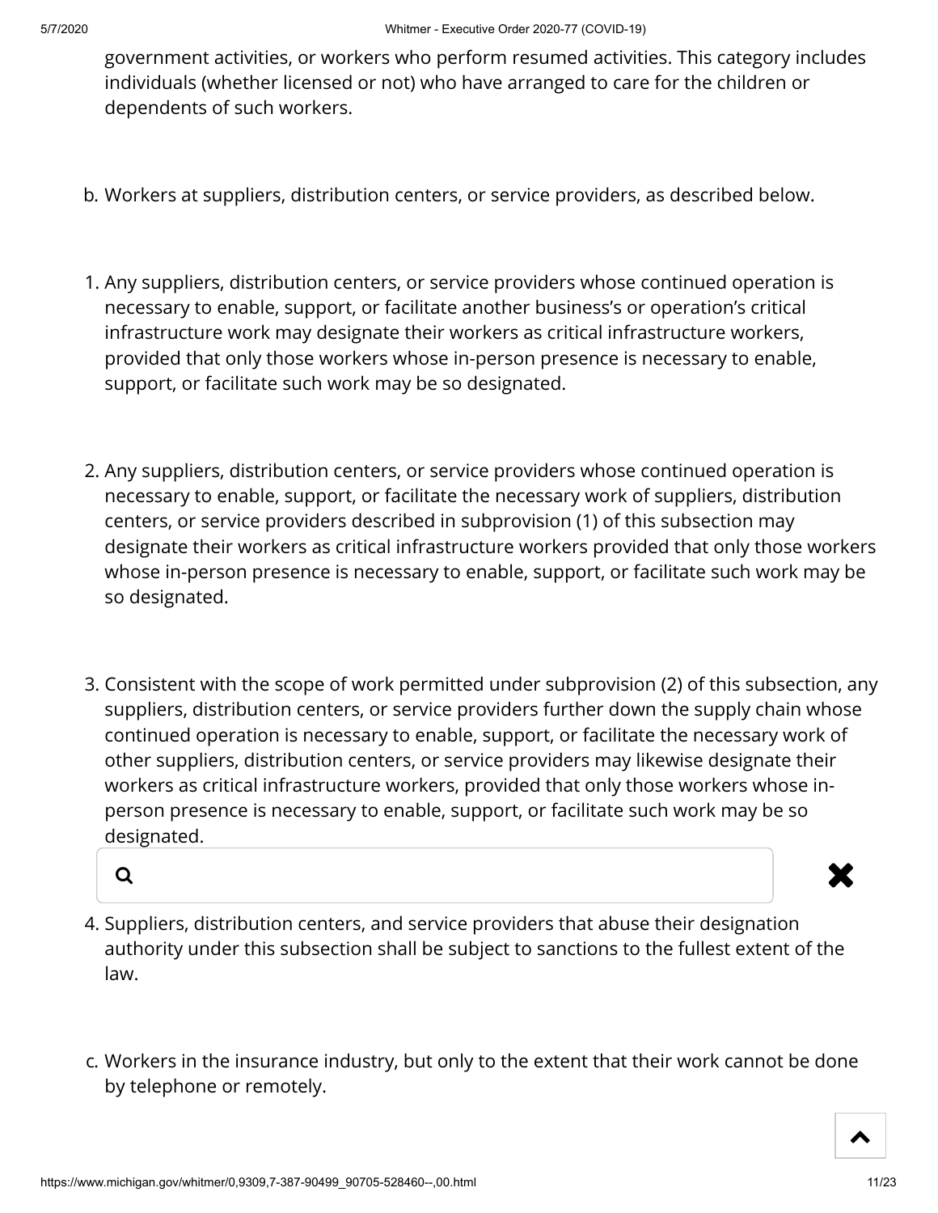government activities, or workers who perform resumed activities. This category includes individuals (whether licensed or not) who have arranged to care for the children or dependents of such workers.

b. Workers at suppliers, distribution centers, or service providers, as described below.

1. Any suppliers, distribution centers, or service providers whose continued operation is necessary to enable, support, or facilitate another business's or operation's critical infrastructure work may designate their workers as critical infrastructure workers, provided that only those workers whose in-person presence is necessary to enable, support, or facilitate such work may be so designated.

2. Any suppliers, distribution centers, or service providers whose continued operation is necessary to enable, support, or facilitate the necessary work of suppliers, distribution centers, or service providers described in subprovision (1) of this subsection may designate their workers as critical infrastructure workers provided that only those workers whose in-person presence is necessary to enable, support, or facilitate such work may be so designated.

3. Consistent with the scope of work permitted under subprovision (2) of this subsection, any suppliers, distribution centers, or service providers further down the supply chain whose continued operation is necessary to enable, support, or facilitate the necessary work of other suppliers, distribution centers, or service providers may likewise designate their workers as critical infrastructure workers, provided that only those workers whose in-person presence is necessary to enable, support, or facilitate such work may be so designated.

4. Suppliers, distribution centers, and service providers that abuse their designation authority under this subsection shall be subject to sanctions to the fullest extent of the law.

c. Workers in the insurance industry, but only to the extent that their work cannot be done by telephone or remotely.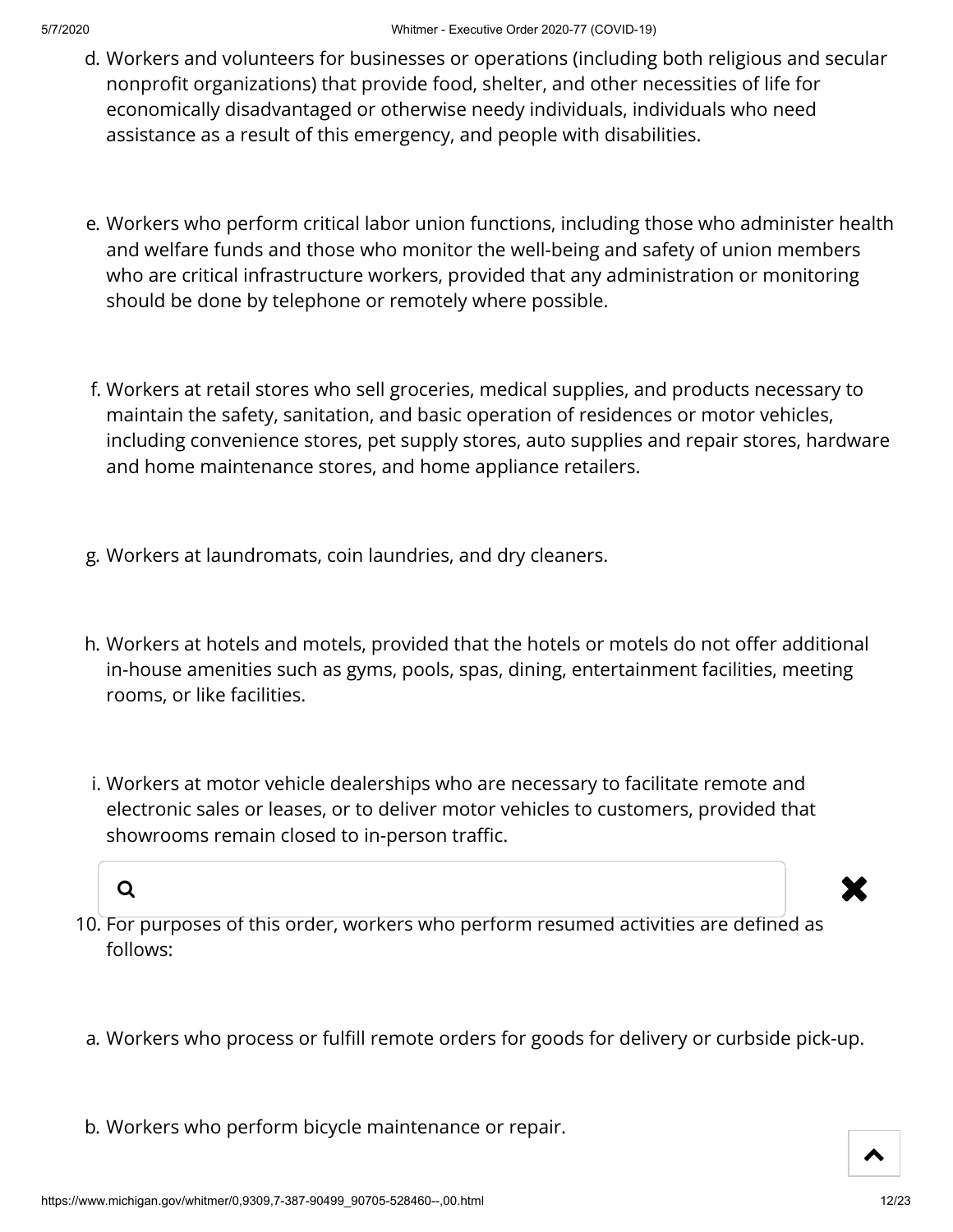d. Workers and volunteers for businesses or operations (including both religious and secular nonprofit organizations) that provide food, shelter, and other necessities of life for economically disadvantaged or otherwise needy individuals, individuals who need assistance as a result of this emergency, and people with disabilities.

e. Workers who perform critical labor union functions, including those who administer health and welfare funds and those who monitor the well-being and safety of union members who are critical infrastructure workers, provided that any administration or monitoring should be done by telephone or remotely where possible.

f. Workers at retail stores who sell groceries, medical supplies, and products necessary to maintain the safety, sanitation, and basic operation of residences or motor vehicles, including convenience stores, pet supply stores, auto supplies and repair stores, hardware and home maintenance stores, and home appliance retailers.

g. Workers at laundromats, coin laundries, and dry cleaners.

h. Workers at hotels and motels, provided that the hotels or motels do not offer additional in-house amenities such as gyms, pools, spas, dining, entertainment facilities, meeting rooms, or like facilities.

i. Workers at motor vehicle dealerships who are necessary to facilitate remote and electronic sales or leases, or to deliver motor vehicles to customers, provided that showrooms remain closed to in-person traffic.

10. For purposes of this order, workers who perform resumed activities are defined as follows:

a. Workers who process or fulfill remote orders for goods for delivery or curbside pick-up.

b. Workers who perform bicycle maintenance or repair.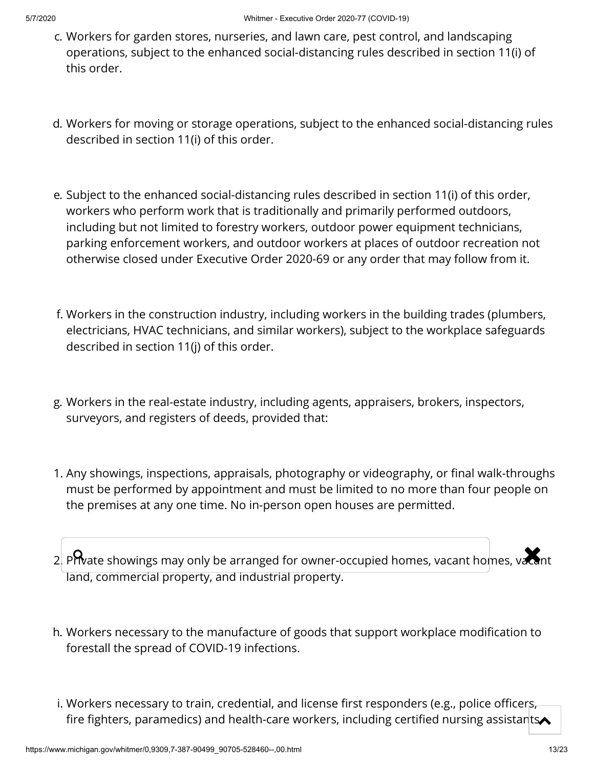c. Workers for garden stores, nurseries, and lawn care, pest control, and landscaping operations, subject to the enhanced social-distancing rules described in section 11(i) of this order.

d. Workers for moving or storage operations, subject to the enhanced social-distancing rules described in section 11(i) of this order.

e. Subject to the enhanced social-distancing rules described in section 11(i) of this order, workers who perform work that is traditionally and primarily performed outdoors, including but not limited to forestry workers, outdoor power equipment technicians, parking enforcement workers, and outdoor workers at places of outdoor recreation not otherwise closed under Executive Order 2020-69 or any order that may follow from it.

f. Workers in the construction industry, including workers in the building trades (plumbers, electricians, HVAC technicians, and similar workers), subject to the workplace safeguards described in section 11(j) of this order.

g. Workers in the real-estate industry, including agents, appraisers, brokers, inspectors, surveyors, and registers of deeds, provided that:

1. Any showings, inspections, appraisals, photography or videography, or final walk-throughs must be performed by appointment and must be limited to no more than four people on the premises at any one time. No in-person open houses are permitted.

2. Private showings may only be arranged for owner-occupied homes, vacant homes, vacant land, commercial property, and industrial property.

h. Workers necessary to the manufacture of goods that support workplace modification to forestall the spread of COVID-19 infections.

i. Workers necessary to train, credential, and license first responders (e.g., police officers, fire fighters, paramedics) and health-care workers, including certified nursing assistants,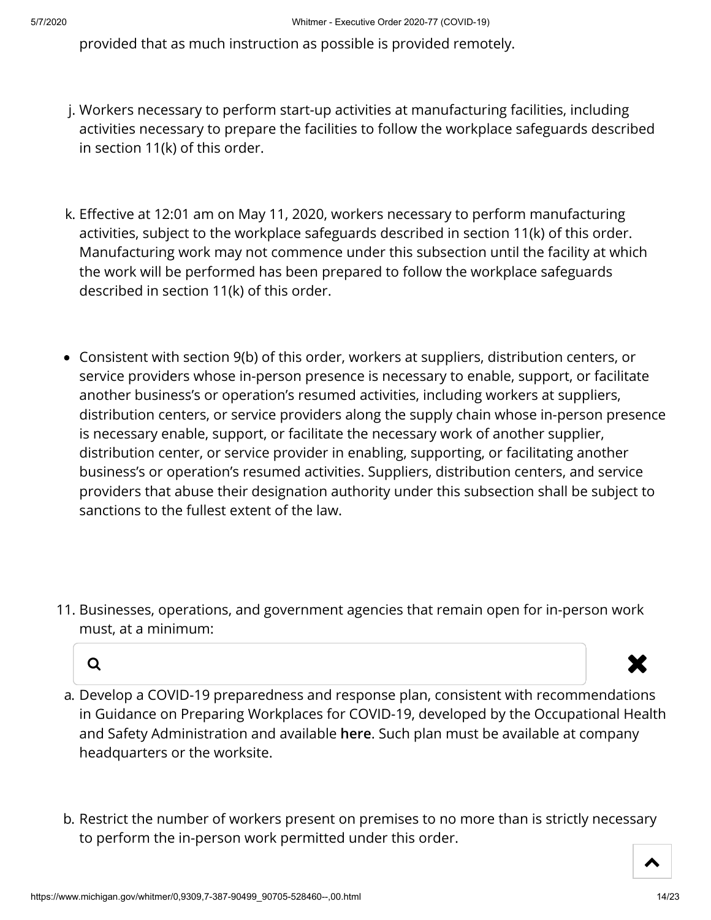provided that as much instruction as possible is provided remotely.

j. Workers necessary to perform start-up activities at manufacturing facilities, including activities necessary to prepare the facilities to follow the workplace safeguards described in section 11(k) of this order.

k. Effective at 12:01 am on May 11, 2020, workers necessary to perform manufacturing activities, subject to the workplace safeguards described in section 11(k) of this order. Manufacturing work may not commence under this subsection until the facility at which the work will be performed has been prepared to follow the workplace safeguards described in section 11(k) of this order.

- Consistent with section 9(b) of this order, workers at suppliers, distribution centers, or service providers whose in-person presence is necessary to enable, support, or facilitate another business's or operation's resumed activities, including workers at suppliers, distribution centers, or service providers along the supply chain whose in-person presence is necessary enable, support, or facilitate the necessary work of another supplier, distribution center, or service provider in enabling, supporting, or facilitating another business's or operation's resumed activities. Suppliers, distribution centers, and service providers that abuse their designation authority under this subsection shall be subject to sanctions to the fullest extent of the law.

11. Businesses, operations, and government agencies that remain open for in-person work must, at a minimum:

a. Develop a COVID-19 preparedness and response plan, consistent with recommendations in Guidance on Preparing Workplaces for COVID-19, developed by the Occupational Health and Safety Administration and available **here**. Such plan must be available at company headquarters or the worksite.

b. Restrict the number of workers present on premises to no more than is strictly necessary to perform the in-person work permitted under this order.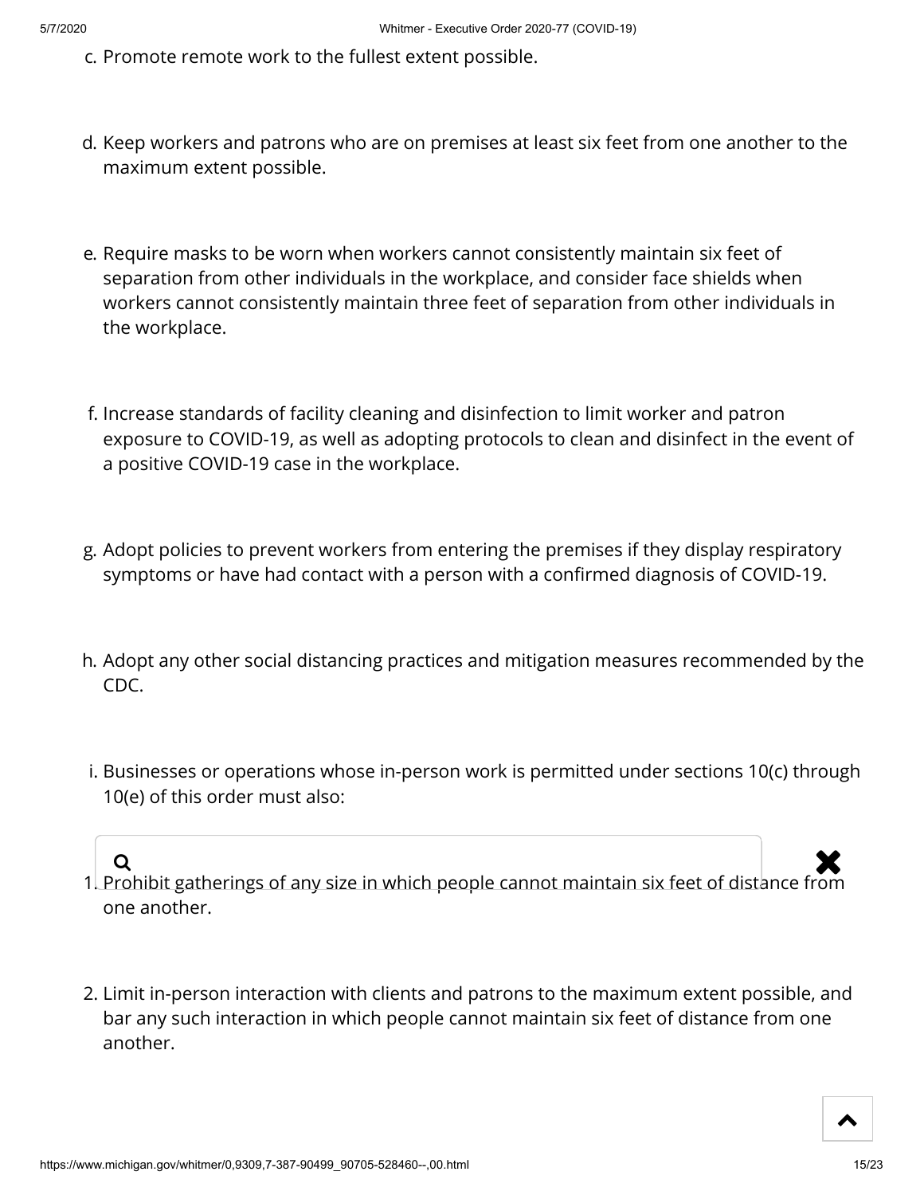c. Promote remote work to the fullest extent possible.

d. Keep workers and patrons who are on premises at least six feet from one another to the maximum extent possible.

e. Require masks to be worn when workers cannot consistently maintain six feet of separation from other individuals in the workplace, and consider face shields when workers cannot consistently maintain three feet of separation from other individuals in the workplace.

f. Increase standards of facility cleaning and disinfection to limit worker and patron exposure to COVID-19, as well as adopting protocols to clean and disinfect in the event of a positive COVID-19 case in the workplace.

g. Adopt policies to prevent workers from entering the premises if they display respiratory symptoms or have had contact with a person with a confirmed diagnosis of COVID-19.

h. Adopt any other social distancing practices and mitigation measures recommended by the CDC.

i. Businesses or operations whose in-person work is permitted under sections 10(c) through 10(e) of this order must also:

   1. Prohibit gatherings of any size in which people cannot maintain six feet of distance from one another.

   2. Limit in-person interaction with clients and patrons to the maximum extent possible, and bar any such interaction in which people cannot maintain six feet of distance from one another.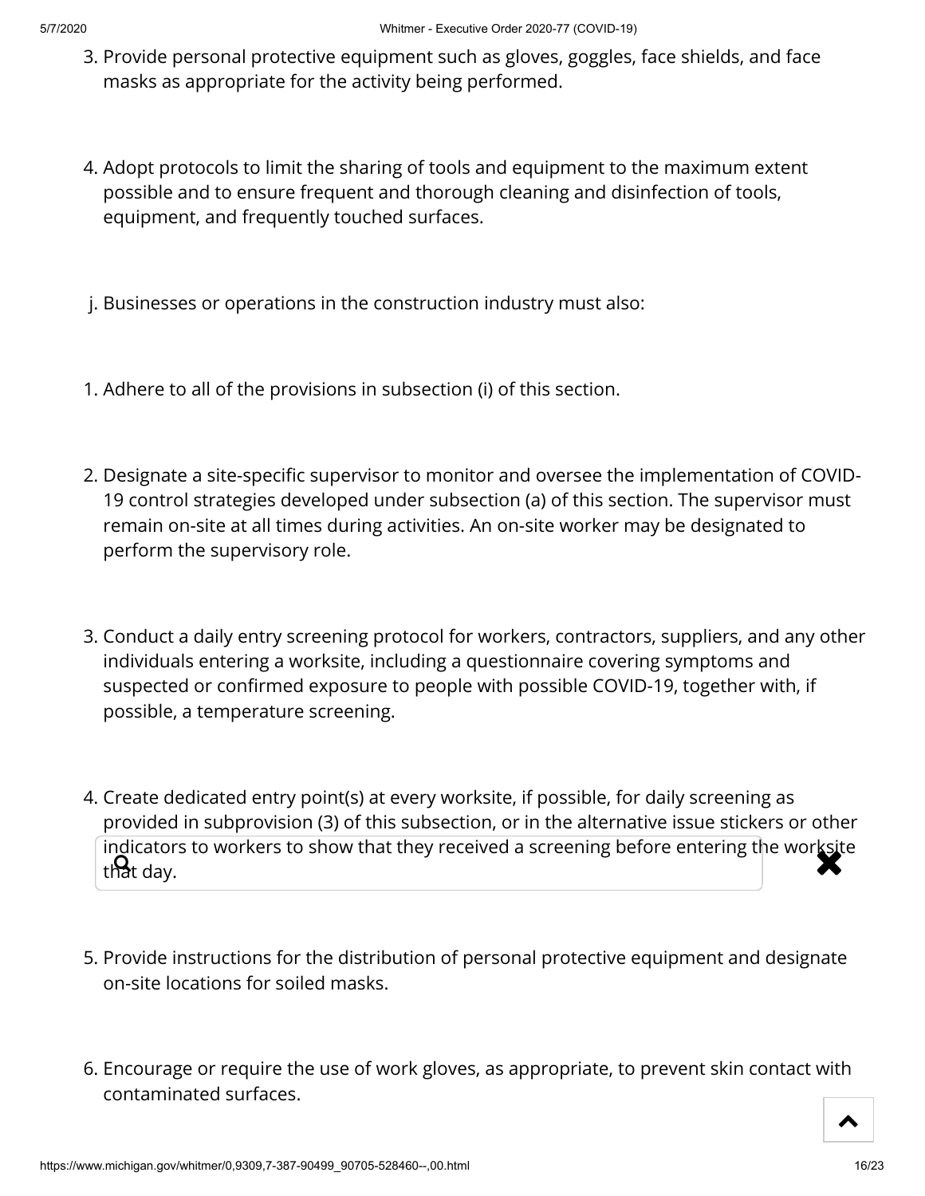3. Provide personal protective equipment such as gloves, goggles, face shields, and face masks as appropriate for the activity being performed.

4. Adopt protocols to limit the sharing of tools and equipment to the maximum extent possible and to ensure frequent and thorough cleaning and disinfection of tools, equipment, and frequently touched surfaces.

j. Businesses or operations in the construction industry must also:

1. Adhere to all of the provisions in subsection (i) of this section.

2. Designate a site-specific supervisor to monitor and oversee the implementation of COVID-19 control strategies developed under subsection (a) of this section. The supervisor must remain on-site at all times during activities. An on-site worker may be designated to perform the supervisory role.

3. Conduct a daily entry screening protocol for workers, contractors, suppliers, and any other individuals entering a worksite, including a questionnaire covering symptoms and suspected or confirmed exposure to people with possible COVID-19, together with, if possible, a temperature screening.

4. Create dedicated entry point(s) at every worksite, if possible, for daily screening as provided in subprovision (3) of this subsection, or in the alternative issue stickers or other indicators to workers to show that they received a screening before entering the worksite that day.

5. Provide instructions for the distribution of personal protective equipment and designate on-site locations for soiled masks.

6. Encourage or require the use of work gloves, as appropriate, to prevent skin contact with contaminated surfaces.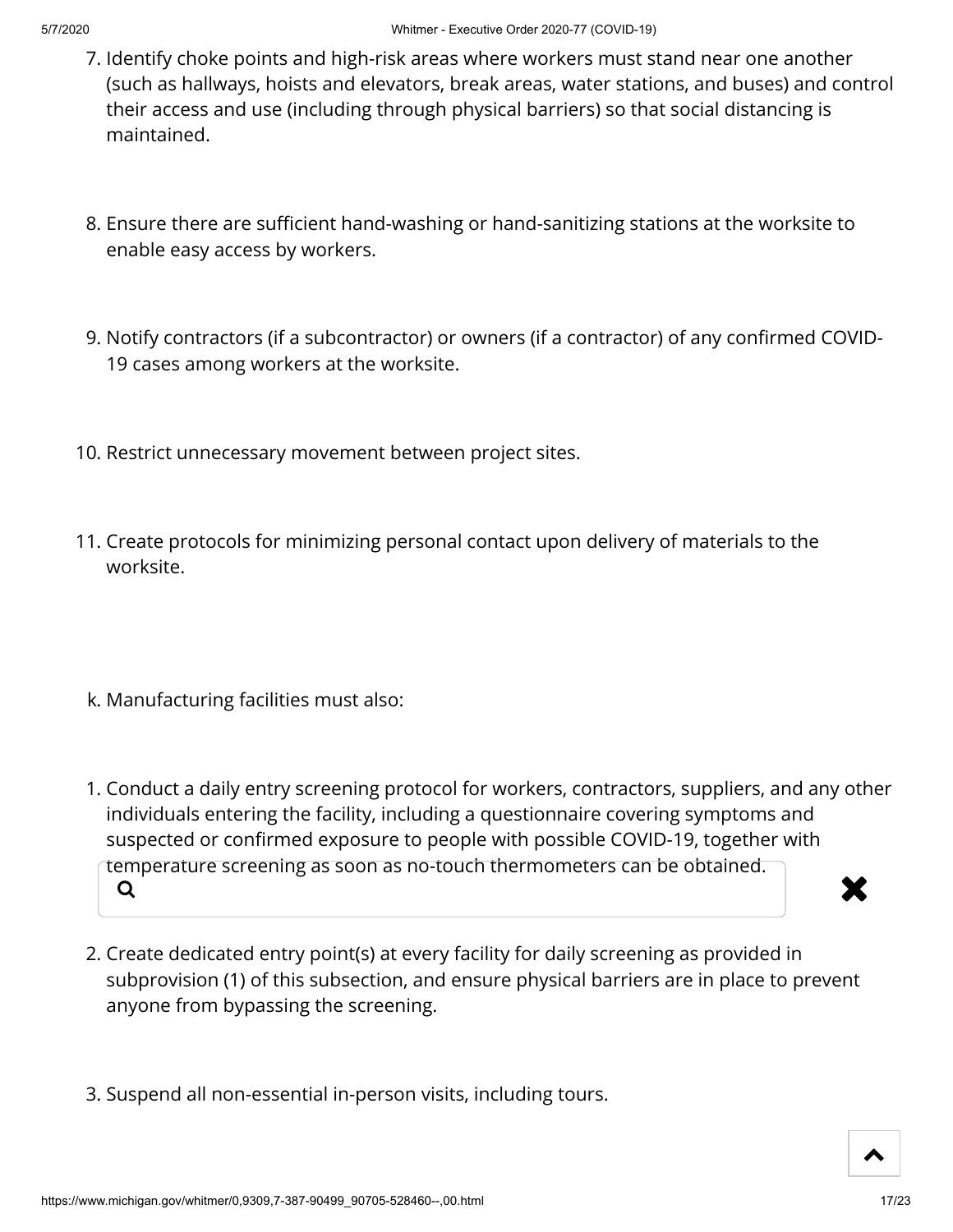7. Identify choke points and high-risk areas where workers must stand near one another (such as hallways, hoists and elevators, break areas, water stations, and buses) and control their access and use (including through physical barriers) so that social distancing is maintained.

8. Ensure there are sufficient hand-washing or hand-sanitizing stations at the worksite to enable easy access by workers.

9. Notify contractors (if a subcontractor) or owners (if a contractor) of any confirmed COVID-19 cases among workers at the worksite.

10. Restrict unnecessary movement between project sites.

11. Create protocols for minimizing personal contact upon delivery of materials to the worksite.

k. Manufacturing facilities must also:

1. Conduct a daily entry screening protocol for workers, contractors, suppliers, and any other individuals entering the facility, including a questionnaire covering symptoms and suspected or confirmed exposure to people with possible COVID-19, together with temperature screening as soon as no-touch thermometers can be obtained.

2. Create dedicated entry point(s) at every facility for daily screening as provided in subprovision (1) of this subsection, and ensure physical barriers are in place to prevent anyone from bypassing the screening.

3. Suspend all non-essential in-person visits, including tours.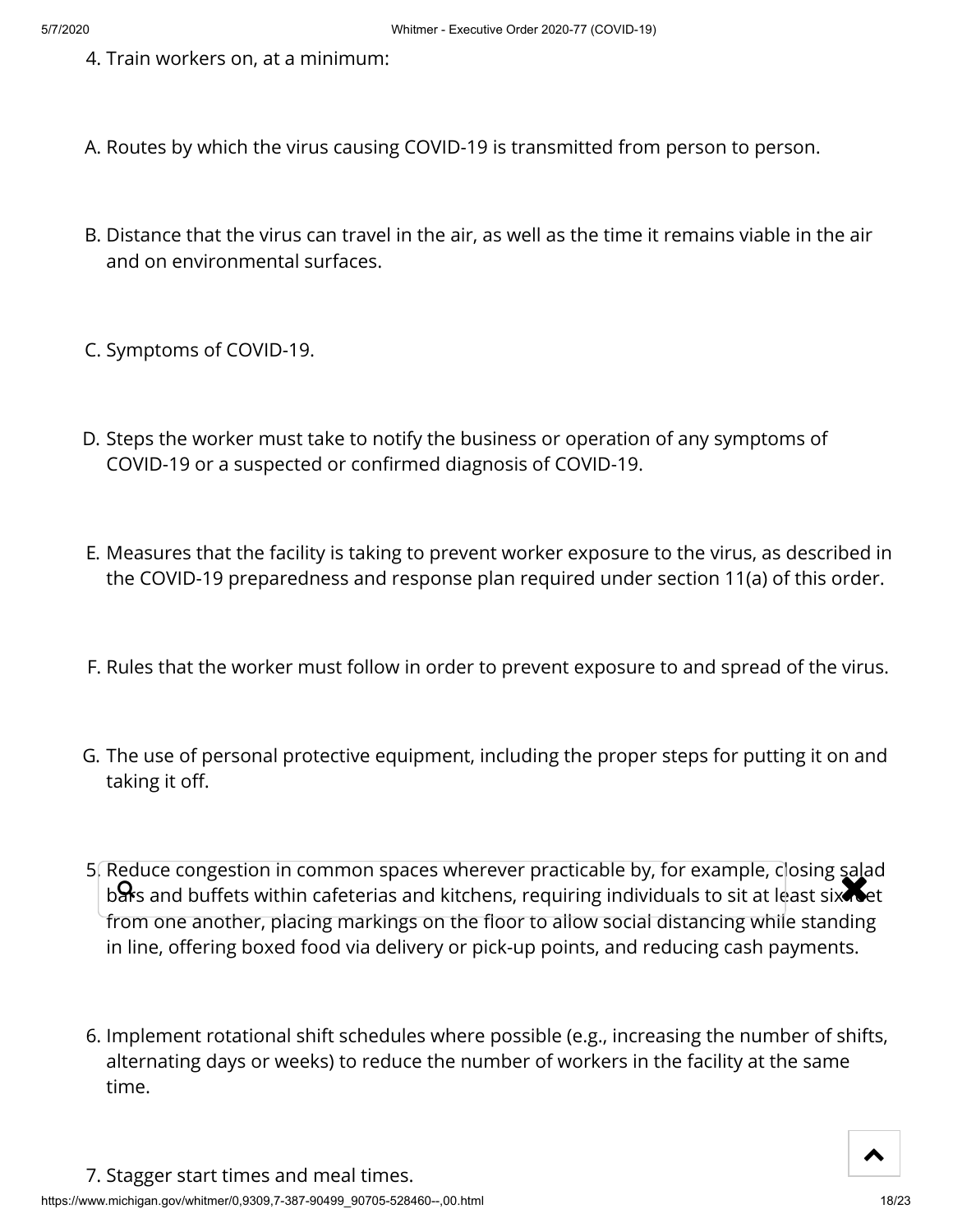4. Train workers on, at a minimum:

A. Routes by which the virus causing COVID-19 is transmitted from person to person.

B. Distance that the virus can travel in the air, as well as the time it remains viable in the air and on environmental surfaces.

C. Symptoms of COVID-19.

D. Steps the worker must take to notify the business or operation of any symptoms of COVID-19 or a suspected or confirmed diagnosis of COVID-19.

E. Measures that the facility is taking to prevent worker exposure to the virus, as described in the COVID-19 preparedness and response plan required under section 11(a) of this order.

F. Rules that the worker must follow in order to prevent exposure to and spread of the virus.

G. The use of personal protective equipment, including the proper steps for putting it on and taking it off.

5. Reduce congestion in common spaces wherever practicable by, for example, closing salad bars and buffets within cafeterias and kitchens, requiring individuals to sit at least six feet from one another, placing markings on the floor to allow social distancing while standing in line, offering boxed food via delivery or pick-up points, and reducing cash payments.

6. Implement rotational shift schedules where possible (e.g., increasing the number of shifts, alternating days or weeks) to reduce the number of workers in the facility at the same time.

7. Stagger start times and meal times.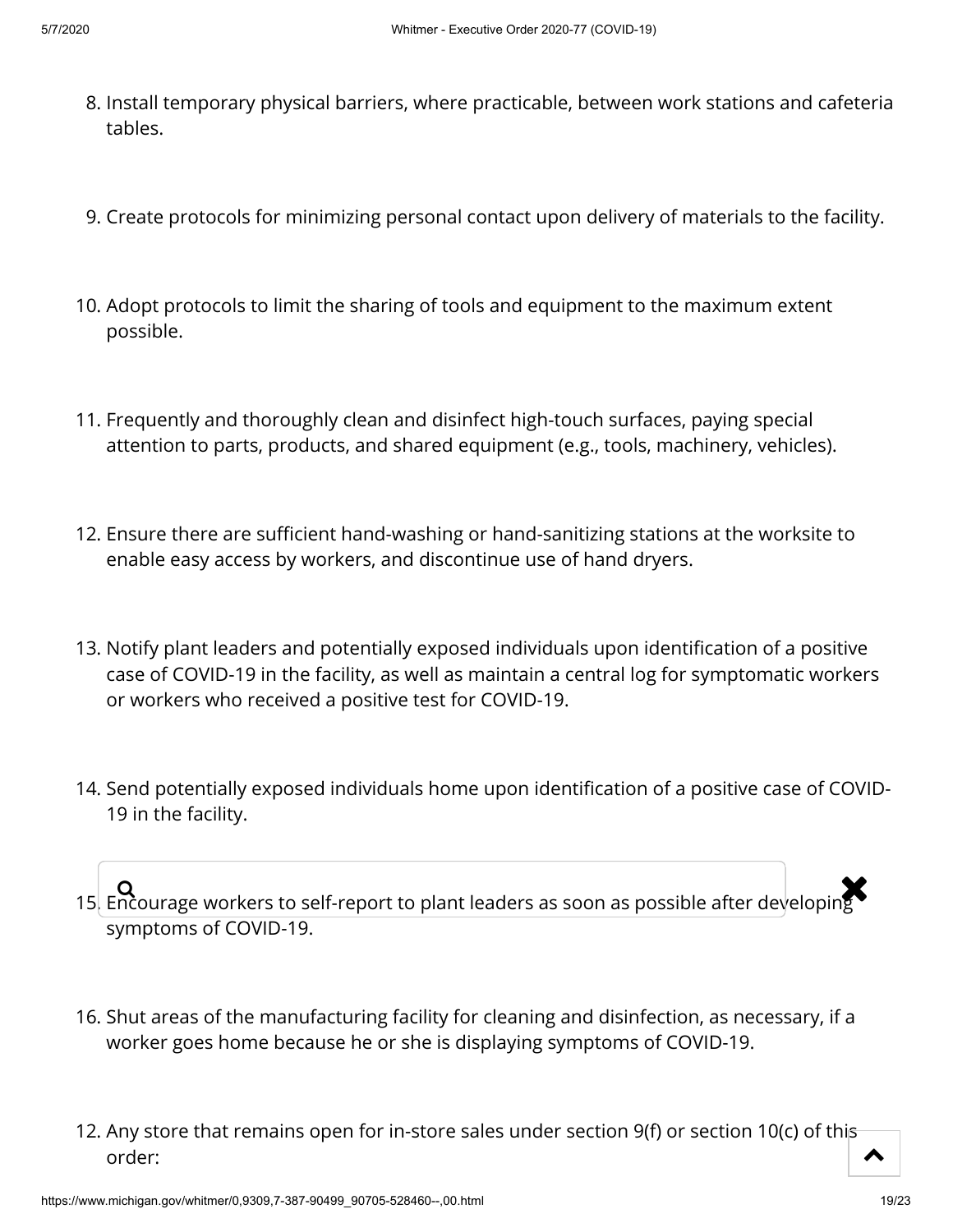8. Install temporary physical barriers, where practicable, between work stations and cafeteria tables.

9. Create protocols for minimizing personal contact upon delivery of materials to the facility.

10. Adopt protocols to limit the sharing of tools and equipment to the maximum extent possible.

11. Frequently and thoroughly clean and disinfect high-touch surfaces, paying special attention to parts, products, and shared equipment (e.g., tools, machinery, vehicles).

12. Ensure there are sufficient hand-washing or hand-sanitizing stations at the worksite to enable easy access by workers, and discontinue use of hand dryers.

13. Notify plant leaders and potentially exposed individuals upon identification of a positive case of COVID-19 in the facility, as well as maintain a central log for symptomatic workers or workers who received a positive test for COVID-19.

14. Send potentially exposed individuals home upon identification of a positive case of COVID-19 in the facility.

15. Encourage workers to self-report to plant leaders as soon as possible after developing symptoms of COVID-19.

16. Shut areas of the manufacturing facility for cleaning and disinfection, as necessary, if a worker goes home because he or she is displaying symptoms of COVID-19.

12. Any store that remains open for in-store sales under section 9(f) or section 10(c) of this order: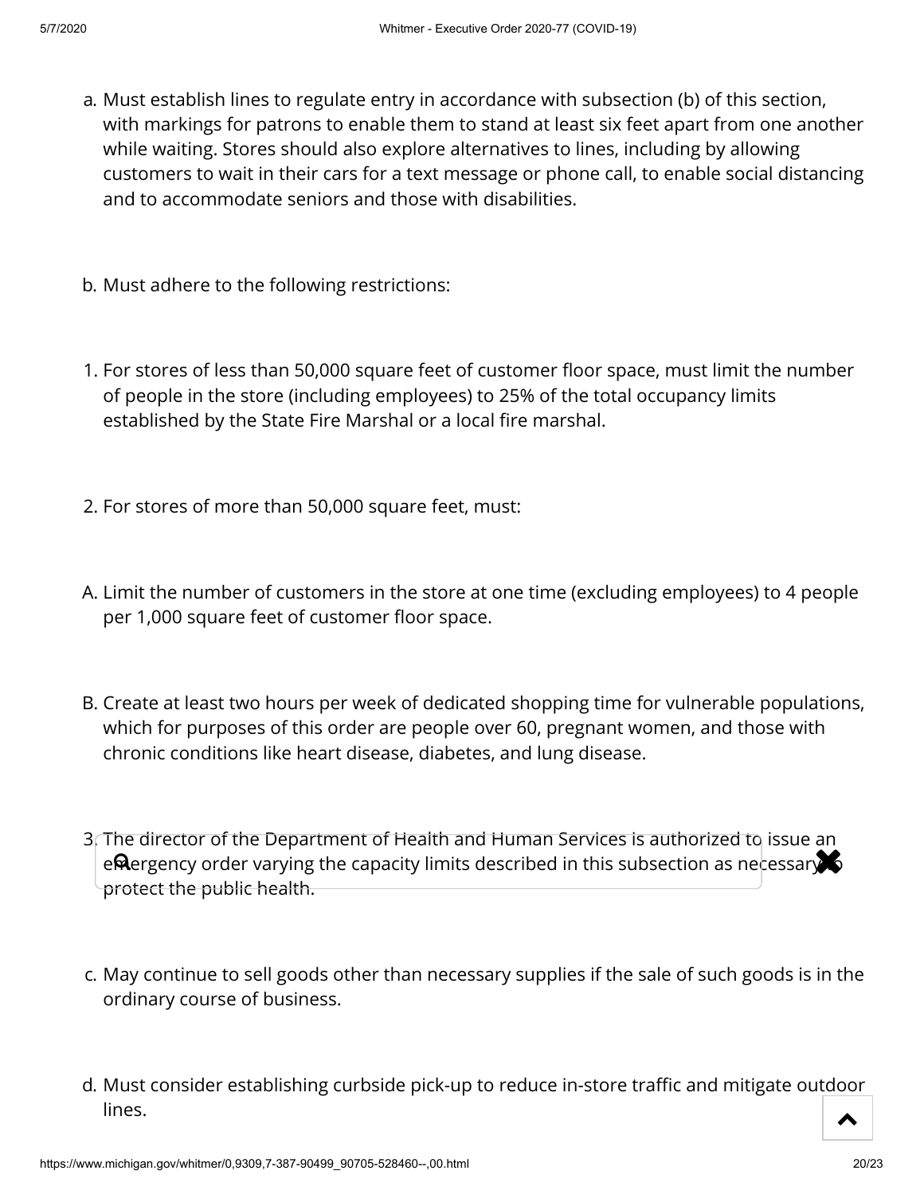a. Must establish lines to regulate entry in accordance with subsection (b) of this section, with markings for patrons to enable them to stand at least six feet apart from one another while waiting. Stores should also explore alternatives to lines, including by allowing customers to wait in their cars for a text message or phone call, to enable social distancing and to accommodate seniors and those with disabilities.

b. Must adhere to the following restrictions:

1. For stores of less than 50,000 square feet of customer floor space, must limit the number of people in the store (including employees) to 25% of the total occupancy limits established by the State Fire Marshal or a local fire marshal.

2. For stores of more than 50,000 square feet, must:

A. Limit the number of customers in the store at one time (excluding employees) to 4 people per 1,000 square feet of customer floor space.

B. Create at least two hours per week of dedicated shopping time for vulnerable populations, which for purposes of this order are people over 60, pregnant women, and those with chronic conditions like heart disease, diabetes, and lung disease.

3. The director of the Department of Health and Human Services is authorized to issue an emergency order varying the capacity limits described in this subsection as necessary to protect the public health.

c. May continue to sell goods other than necessary supplies if the sale of such goods is in the ordinary course of business.

d. Must consider establishing curbside pick-up to reduce in-store traffic and mitigate outdoor lines.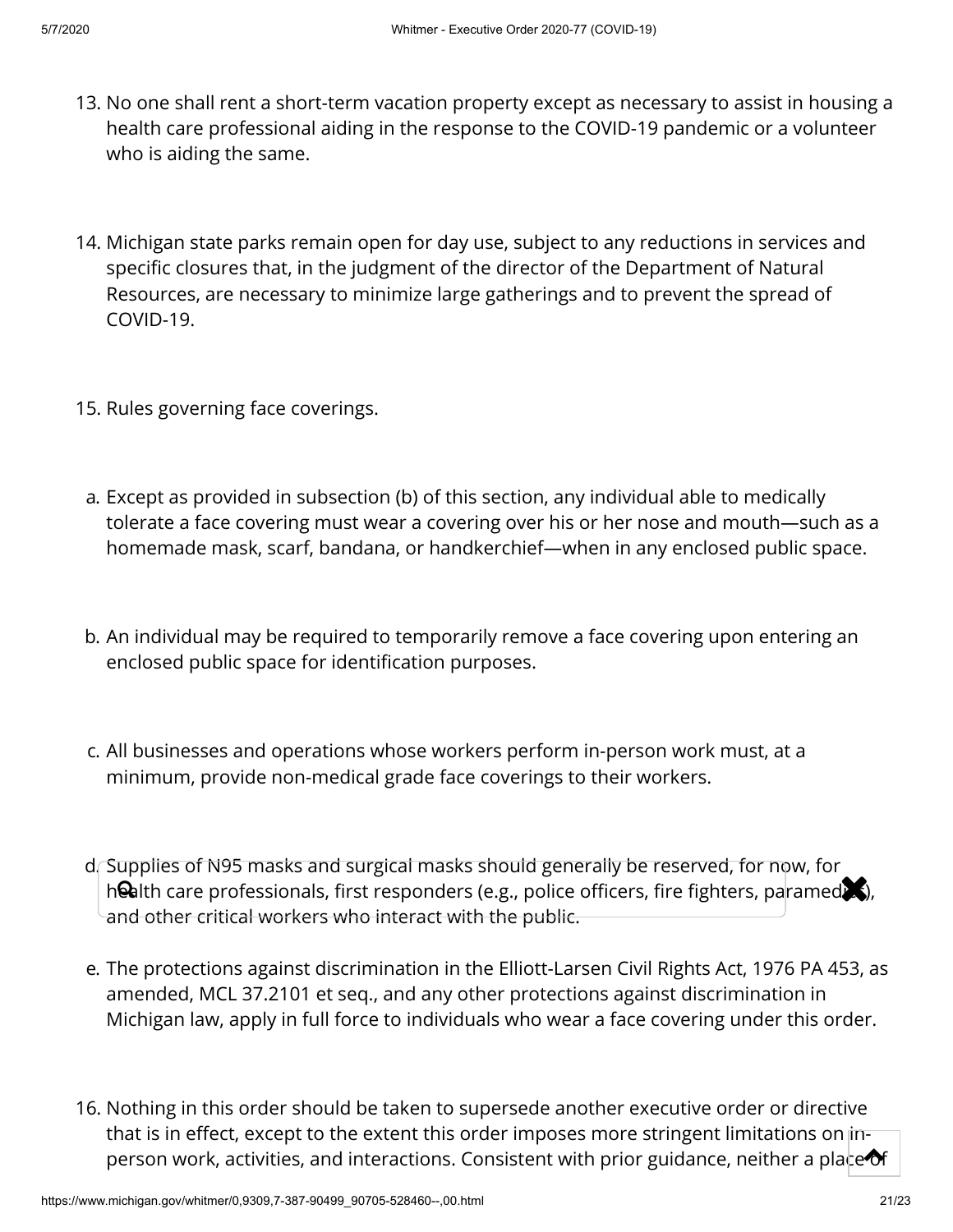13. No one shall rent a short-term vacation property except as necessary to assist in housing a health care professional aiding in the response to the COVID-19 pandemic or a volunteer who is aiding the same.

14. Michigan state parks remain open for day use, subject to any reductions in services and specific closures that, in the judgment of the director of the Department of Natural Resources, are necessary to minimize large gatherings and to prevent the spread of COVID-19.

15. Rules governing face coverings.

   a. Except as provided in subsection (b) of this section, any individual able to medically tolerate a face covering must wear a covering over his or her nose and mouth—such as a homemade mask, scarf, bandana, or handkerchief—when in any enclosed public space.

   b. An individual may be required to temporarily remove a face covering upon entering an enclosed public space for identification purposes.

   c. All businesses and operations whose workers perform in-person work must, at a minimum, provide non-medical grade face coverings to their workers.

   d. Supplies of N95 masks and surgical masks should generally be reserved, for now, for health care professionals, first responders (e.g., police officers, fire fighters, paramedics), and other critical workers who interact with the public.

   e. The protections against discrimination in the Elliott-Larsen Civil Rights Act, 1976 PA 453, as amended, MCL 37.2101 et seq., and any other protections against discrimination in Michigan law, apply in full force to individuals who wear a face covering under this order.

16. Nothing in this order should be taken to supersede another executive order or directive that is in effect, except to the extent this order imposes more stringent limitations on in-person work, activities, and interactions. Consistent with prior guidance, neither a place of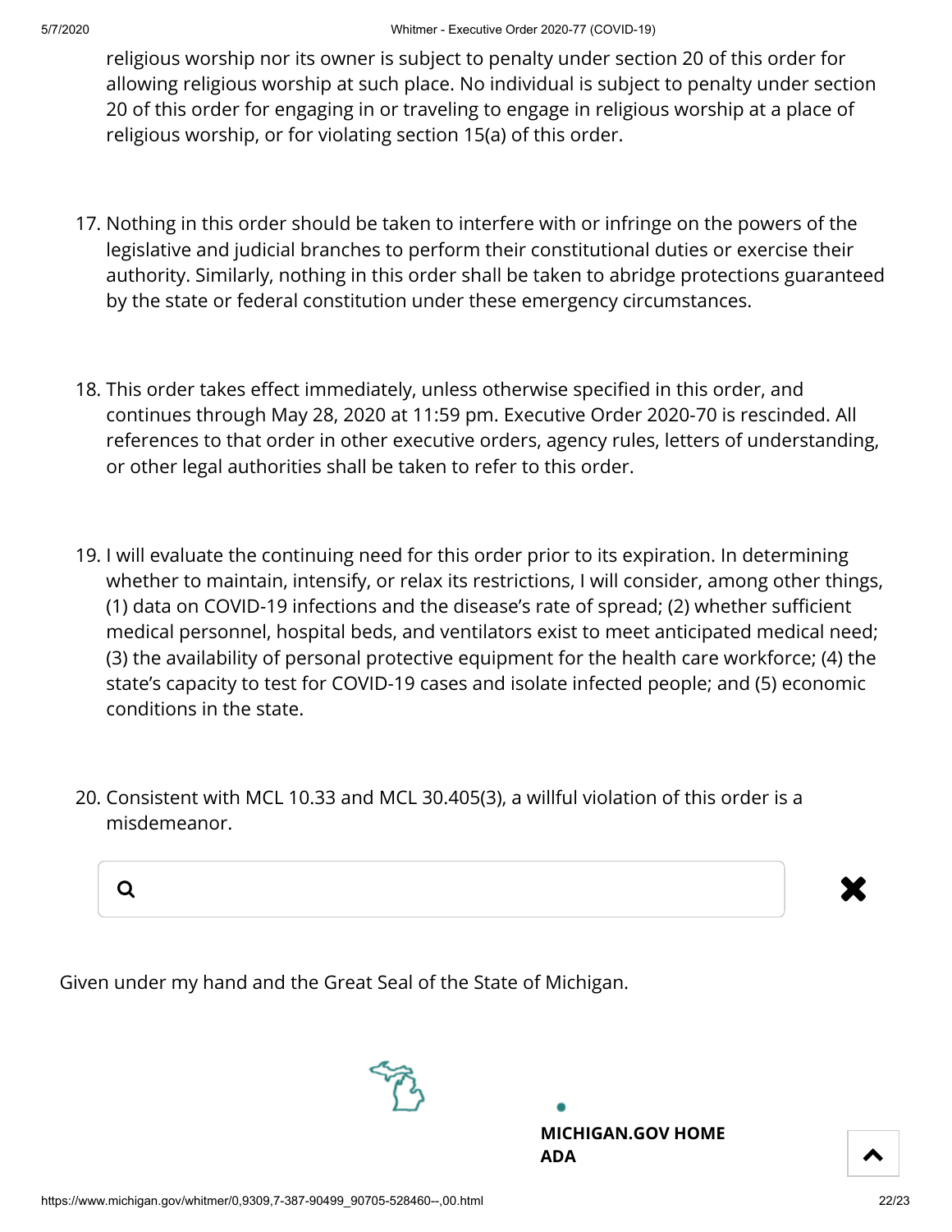religious worship nor its owner is subject to penalty under section 20 of this order for allowing religious worship at such place. No individual is subject to penalty under section 20 of this order for engaging in or traveling to engage in religious worship at a place of religious worship, or for violating section 15(a) of this order.

17. Nothing in this order should be taken to interfere with or infringe on the powers of the legislative and judicial branches to perform their constitutional duties or exercise their authority. Similarly, nothing in this order shall be taken to abridge protections guaranteed by the state or federal constitution under these emergency circumstances.

18. This order takes effect immediately, unless otherwise specified in this order, and continues through May 28, 2020 at 11:59 pm. Executive Order 2020-70 is rescinded. All references to that order in other executive orders, agency rules, letters of understanding, or other legal authorities shall be taken to refer to this order.

19. I will evaluate the continuing need for this order prior to its expiration. In determining whether to maintain, intensify, or relax its restrictions, I will consider, among other things, (1) data on COVID-19 infections and the disease's rate of spread; (2) whether sufficient medical personnel, hospital beds, and ventilators exist to meet anticipated medical need; (3) the availability of personal protective equipment for the health care workforce; (4) the state's capacity to test for COVID-19 cases and isolate infected people; and (5) economic conditions in the state.

20. Consistent with MCL 10.33 and MCL 30.405(3), a willful violation of this order is a misdemeanor.

Given under my hand and the Great Seal of the State of Michigan.

**MICHIGAN.GOV HOME**
**ADA**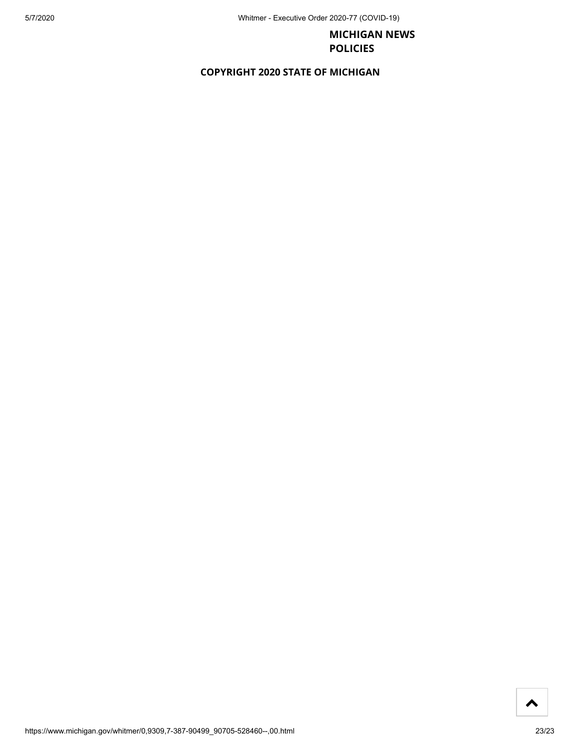**MICHIGAN NEWS**
**POLICIES**

**COPYRIGHT 2020 STATE OF MICHIGAN**